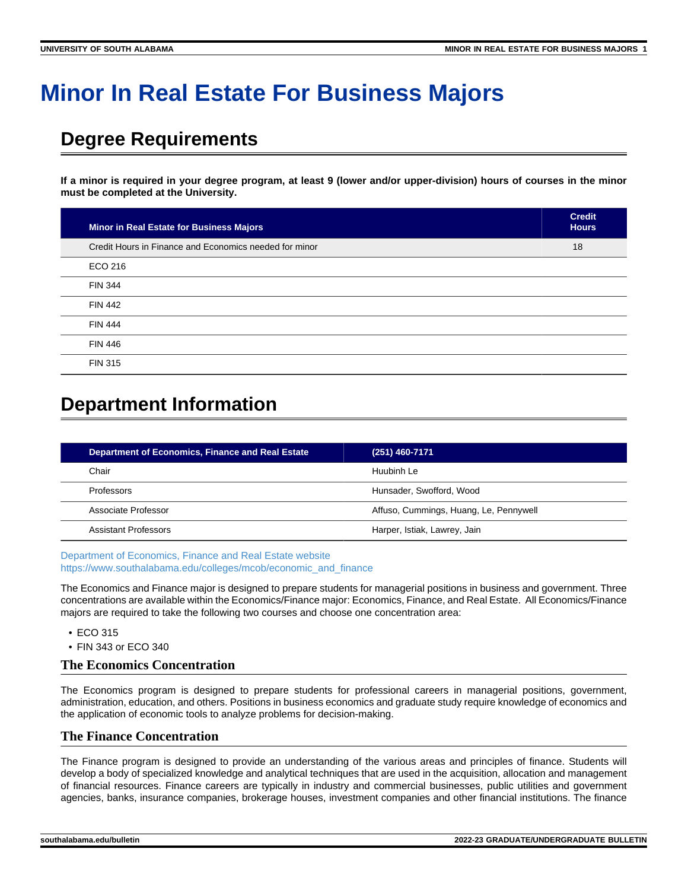# Minor In Real Estate For Business Majors

## Degree Requirements

**If a minor is required in your degree program, at least 9 (lower and/or upper-division) hours of courses in the minor must be completed at the University.**

| Minor in Real Estate for Business Majors | Credit Hours |
|---|---|
| Credit Hours in Finance and Economics needed for minor | 18 |
| ECO 216 | |
| FIN 344 | |
| FIN 442 | |
| FIN 444 | |
| FIN 446 | |
| FIN 315 | |

## Department Information

| Department of Economics, Finance and Real Estate | (251) 460-7171 |
|---|---|
| Chair | Huubinh Le |
| Professors | Hunsader, Swofford, Wood |
| Associate Professor | Affuso, Cummings, Huang, Le, Pennywell |
| Assistant Professors | Harper, Istiak, Lawrey, Jain |

Department of Economics, Finance and Real Estate website
https://www.southalabama.edu/colleges/mcob/economic_and_finance

The Economics and Finance major is designed to prepare students for managerial positions in business and government. Three concentrations are available within the Economics/Finance major: Economics, Finance, and Real Estate. All Economics/Finance majors are required to take the following two courses and choose one concentration area:

- ECO 315
- FIN 343 or ECO 340

### The Economics Concentration

The Economics program is designed to prepare students for professional careers in managerial positions, government, administration, education, and others. Positions in business economics and graduate study require knowledge of economics and the application of economic tools to analyze problems for decision-making.

### The Finance Concentration

The Finance program is designed to provide an understanding of the various areas and principles of finance. Students will develop a body of specialized knowledge and analytical techniques that are used in the acquisition, allocation and management of financial resources. Finance careers are typically in industry and commercial businesses, public utilities and government agencies, banks, insurance companies, brokerage houses, investment companies and other financial institutions. The finance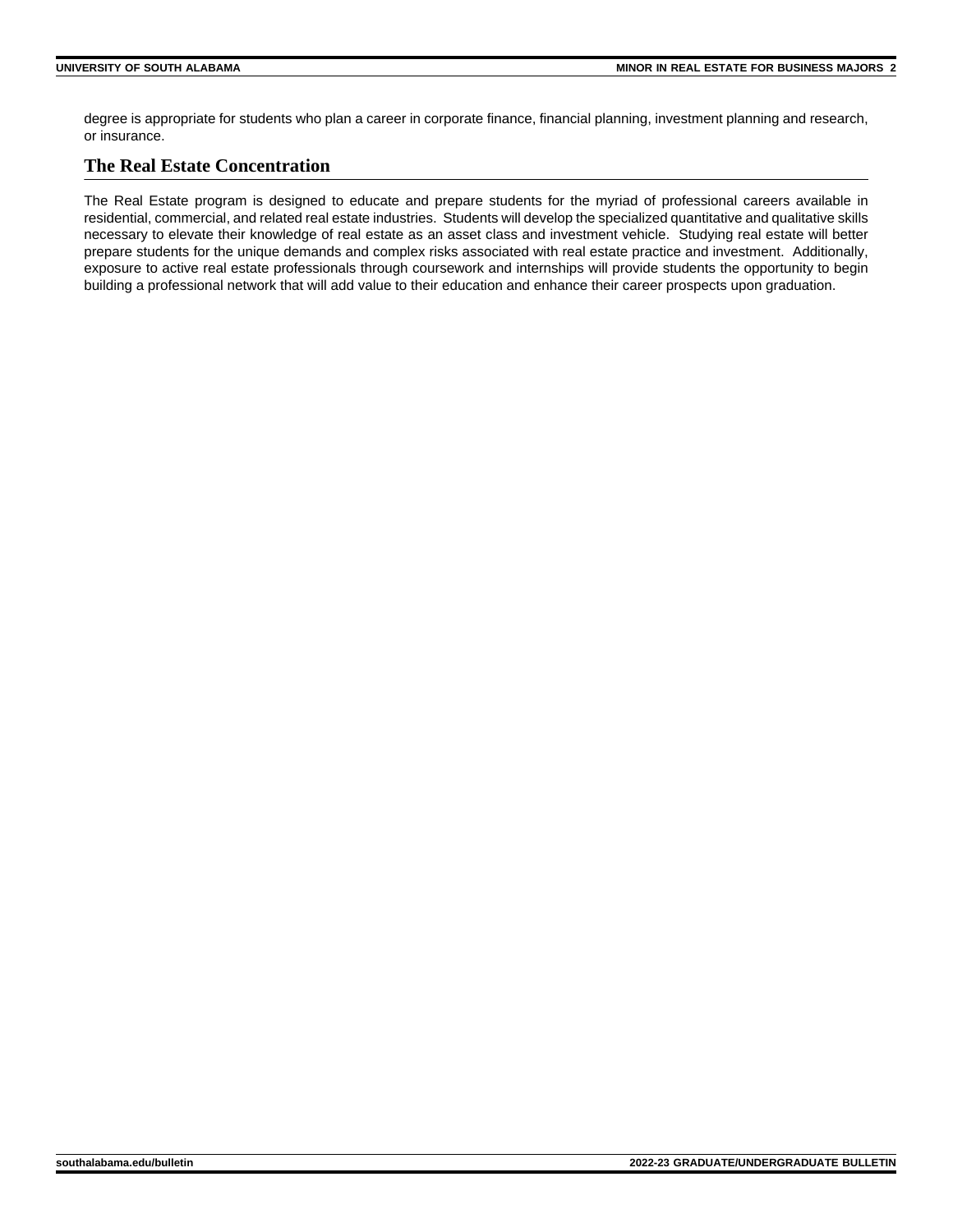degree is appropriate for students who plan a career in corporate finance, financial planning, investment planning and research, or insurance.

## The Real Estate Concentration

The Real Estate program is designed to educate and prepare students for the myriad of professional careers available in residential, commercial, and related real estate industries. Students will develop the specialized quantitative and qualitative skills necessary to elevate their knowledge of real estate as an asset class and investment vehicle. Studying real estate will better prepare students for the unique demands and complex risks associated with real estate practice and investment. Additionally, exposure to active real estate professionals through coursework and internships will provide students the opportunity to begin building a professional network that will add value to their education and enhance their career prospects upon graduation.